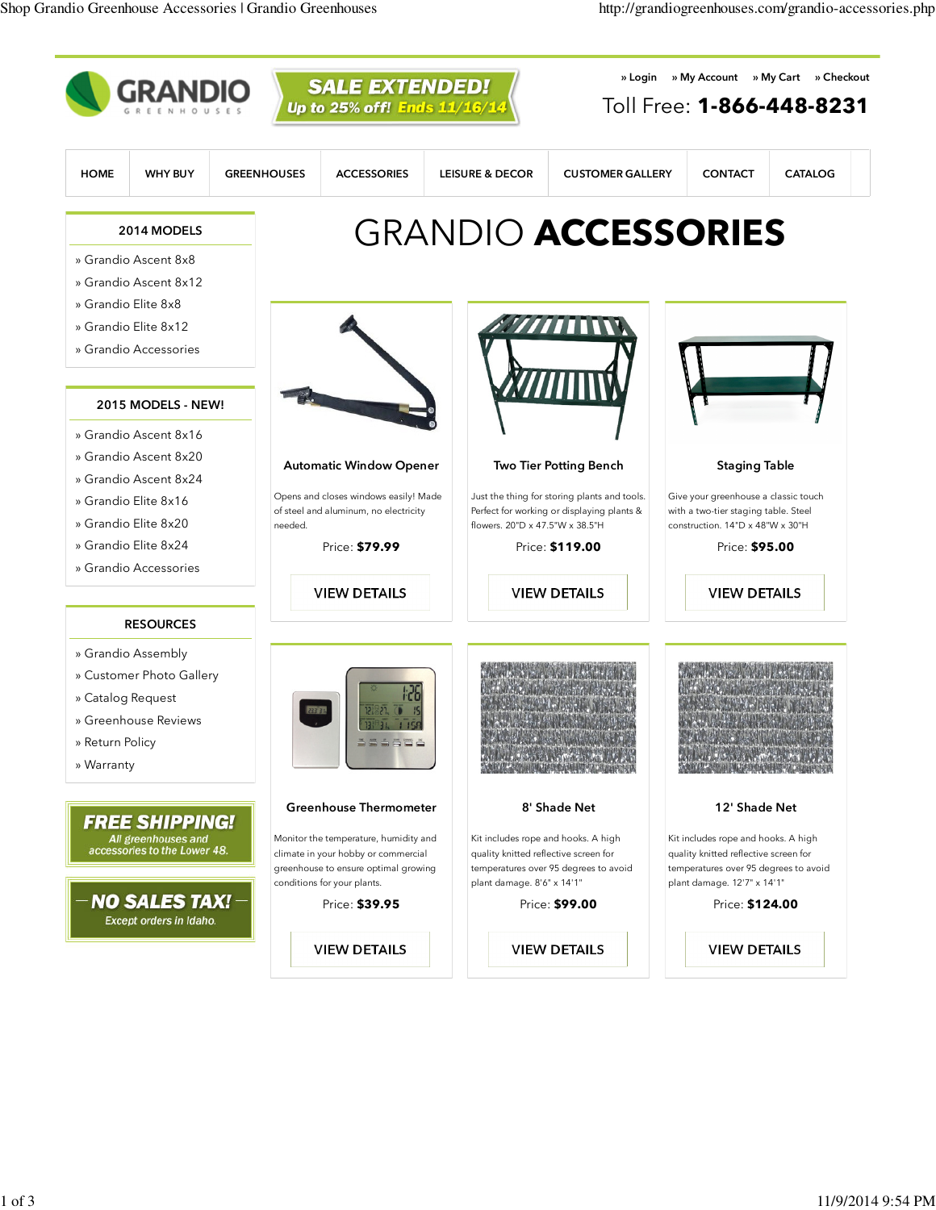GRANDIO GREENHOUSES

**SALE EXTENDED!** Up to 25% off! Ends 11/16/14

» Login » My Account » My Cart » Checkout

Toll Free: **1-866-448-8231**

HOME | WHY BUY | GREENHOUSES | ACCESSORIES | LEISURE & DECOR | CUSTOMER GALLERY | CONTACT | CATALOG

### 2014 MODELS

- » Grandio Ascent 8x8
- » Grandio Ascent 8x12
- » Grandio Elite 8x8
- » Grandio Elite 8x12
- » Grandio Accessories

### 2015 MODELS - NEW!

- » Grandio Ascent 8x16
- » Grandio Ascent 8x20
- » Grandio Ascent 8x24
- » Grandio Elite 8x16
- » Grandio Elite 8x20
- » Grandio Elite 8x24
- » Grandio Accessories

### RESOURCES

- » Grandio Assembly
- » Customer Photo Gallery
- » Catalog Request
- » Greenhouse Reviews
- » Return Policy
- » Warranty

**FREE SHIPPING!** All greenhouses and accessories to the Lower 48.

**NO SALES TAX!** Except orders in Idaho.

# GRANDIO **ACCESSORIES**

### Automatic Window Opener

Opens and closes windows easily! Made of steel and aluminum, no electricity needed.

Price: **$79.99**

VIEW DETAILS

### Two Tier Potting Bench

Just the thing for storing plants and tools. Perfect for working or displaying plants & flowers. 20"D x 47.5"W x 38.5"H

Price: **$119.00**

VIEW DETAILS

### Staging Table

Give your greenhouse a classic touch with a two-tier staging table. Steel construction. 14"D x 48"W x 30"H

Price: **$95.00**

VIEW DETAILS

### Greenhouse Thermometer

Monitor the temperature, humidity and climate in your hobby or commercial greenhouse to ensure optimal growing conditions for your plants.

Price: **$39.95**

VIEW DETAILS

### 8' Shade Net

Kit includes rope and hooks. A high quality knitted reflective screen for temperatures over 95 degrees to avoid plant damage. 8'6" x 14'1"

Price: **$99.00**

VIEW DETAILS

### 12' Shade Net

Kit includes rope and hooks. A high quality knitted reflective screen for temperatures over 95 degrees to avoid plant damage. 12'7" x 14'1"

Price: **$124.00**

VIEW DETAILS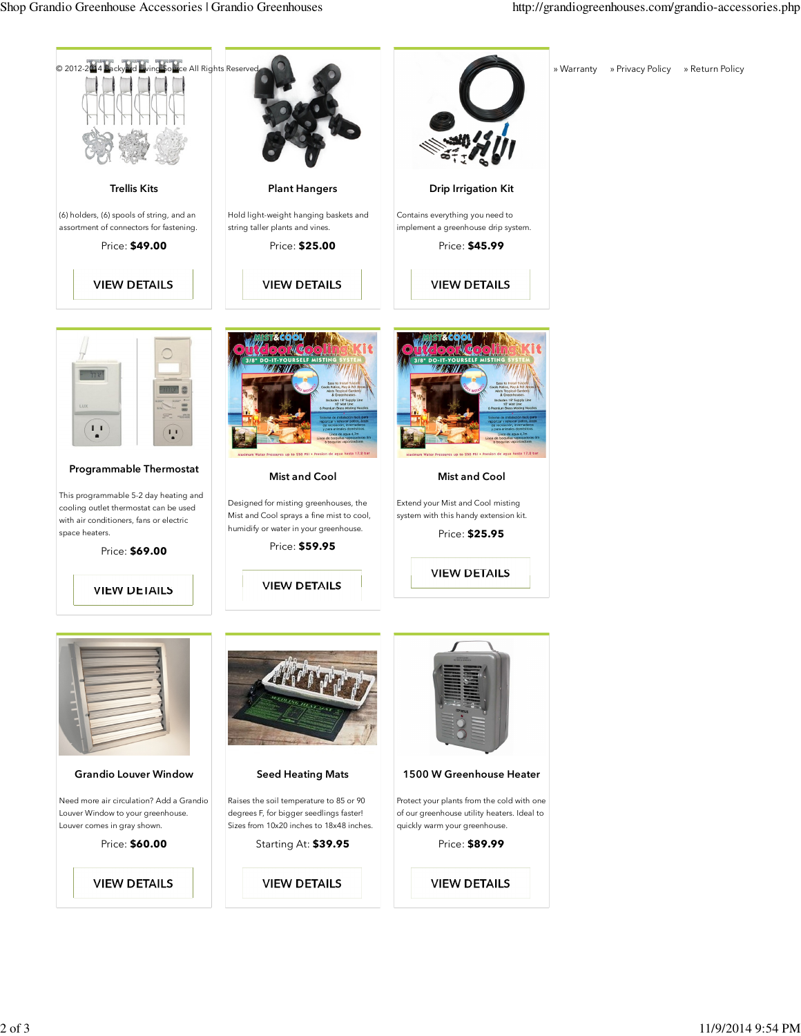© 2012-2014 Backyard Living Source All Rights Reserved.

» Warranty » Privacy Policy » Return Policy

### Trellis Kits

(6) holders, (6) spools of string, and an assortment of connectors for fastening.

Price: **$49.00**

VIEW DETAILS

### Plant Hangers

Hold light-weight hanging baskets and string taller plants and vines.

Price: **$25.00**

VIEW DETAILS

### Drip Irrigation Kit

Contains everything you need to implement a greenhouse drip system.

Price: **$45.99**

VIEW DETAILS

### Programmable Thermostat

This programmable 5-2 day heating and cooling outlet thermostat can be used with air conditioners, fans or electric space heaters.

Price: **$69.00**

VIEW DETAILS

### Mist and Cool

Designed for misting greenhouses, the Mist and Cool sprays a fine mist to cool, humidify or water in your greenhouse.

Price: **$59.95**

VIEW DETAILS

### Mist and Cool

Extend your Mist and Cool misting system with this handy extension kit.

Price: **$25.95**

VIEW DETAILS

### Grandio Louver Window

Need more air circulation? Add a Grandio Louver Window to your greenhouse. Louver comes in gray shown.

Price: **$60.00**

VIEW DETAILS

### Seed Heating Mats

Raises the soil temperature to 85 or 90 degrees F, for bigger seedlings faster! Sizes from 10x20 inches to 18x48 inches.

Starting At: **$39.95**

VIEW DETAILS

### 1500 W Greenhouse Heater

Protect your plants from the cold with one of our greenhouse utility heaters. Ideal to quickly warm your greenhouse.

Price: **$89.99**

VIEW DETAILS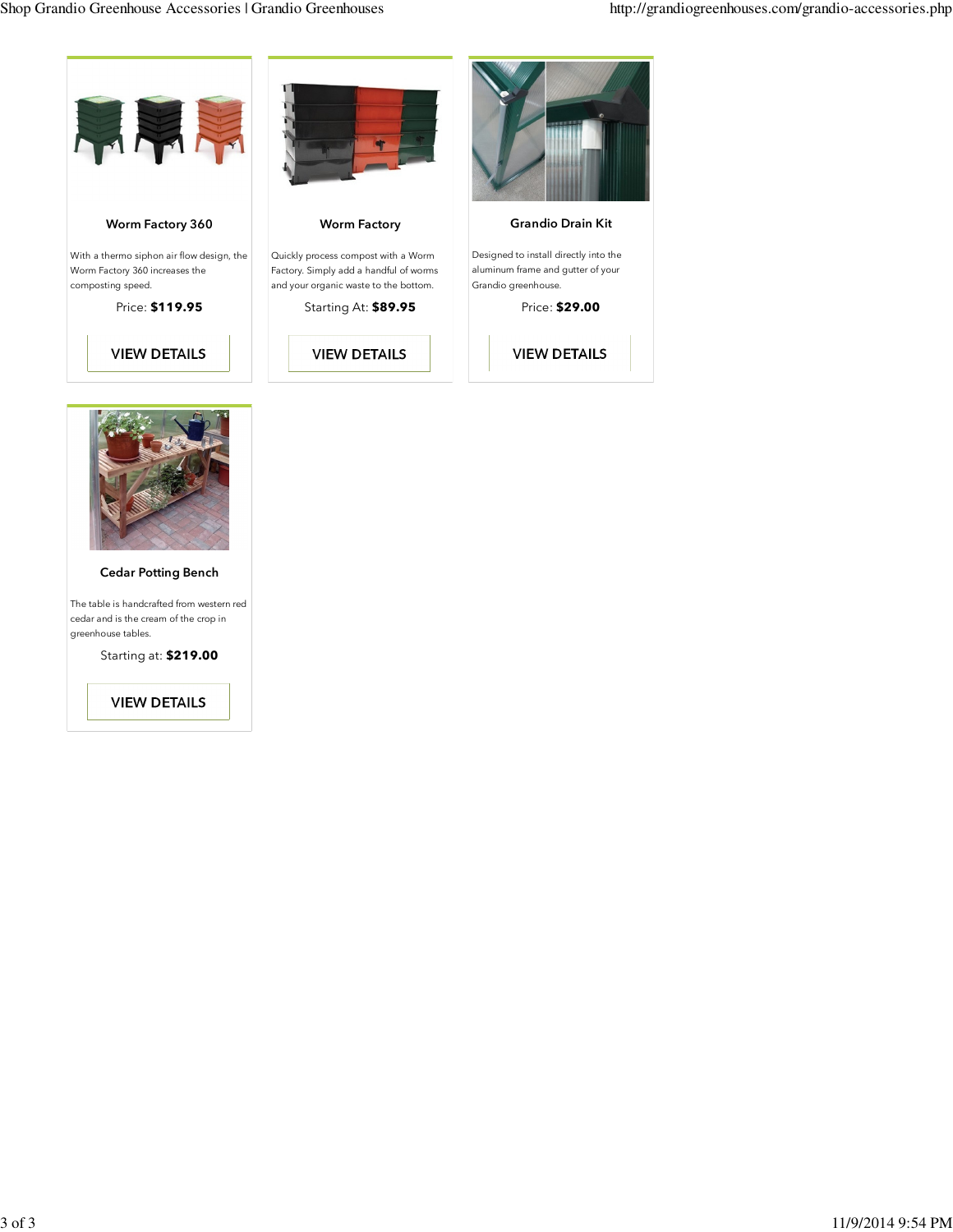### Worm Factory 360

With a thermo siphon air flow design, the Worm Factory 360 increases the composting speed.

Price: **$119.95**

VIEW DETAILS

### Worm Factory

Quickly process compost with a Worm Factory. Simply add a handful of worms and your organic waste to the bottom.

Starting At: **$89.95**

VIEW DETAILS

### Grandio Drain Kit

Designed to install directly into the aluminum frame and gutter of your Grandio greenhouse.

Price: **$29.00**

VIEW DETAILS

### Cedar Potting Bench

The table is handcrafted from western red cedar and is the cream of the crop in greenhouse tables.

Starting at: **$219.00**

VIEW DETAILS